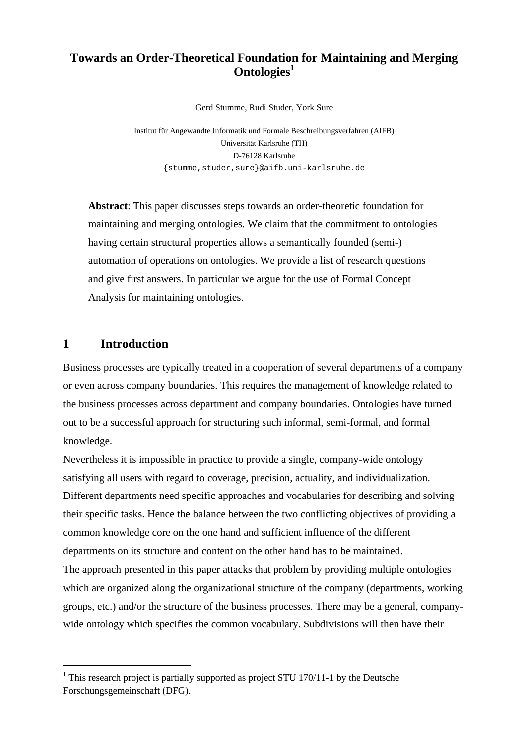# Towards an Order-Theoretical Foundation for Maintaining and Merging Ontologies[1]

Gerd Stumme, Rudi Studer, York Sure

Institut für Angewandte Informatik und Formale Beschreibungsverfahren (AIFB)
Universität Karlsruhe (TH)
D-76128 Karlsruhe
{stumme,studer,sure}@aifb.uni-karlsruhe.de

**Abstract**: This paper discusses steps towards an order-theoretic foundation for maintaining and merging ontologies. We claim that the commitment to ontologies having certain structural properties allows a semantically founded (semi-) automation of operations on ontologies. We provide a list of research questions and give first answers. In particular we argue for the use of Formal Concept Analysis for maintaining ontologies.

## 1 Introduction

Business processes are typically treated in a cooperation of several departments of a company or even across company boundaries. This requires the management of knowledge related to the business processes across department and company boundaries. Ontologies have turned out to be a successful approach for structuring such informal, semi-formal, and formal knowledge.

Nevertheless it is impossible in practice to provide a single, company-wide ontology satisfying all users with regard to coverage, precision, actuality, and individualization. Different departments need specific approaches and vocabularies for describing and solving their specific tasks. Hence the balance between the two conflicting objectives of providing a common knowledge core on the one hand and sufficient influence of the different departments on its structure and content on the other hand has to be maintained.

The approach presented in this paper attacks that problem by providing multiple ontologies which are organized along the organizational structure of the company (departments, working groups, etc.) and/or the structure of the business processes. There may be a general, company-wide ontology which specifies the common vocabulary. Subdivisions will then have their

---

[1] This research project is partially supported as project STU 170/11-1 by the Deutsche Forschungsgemeinschaft (DFG).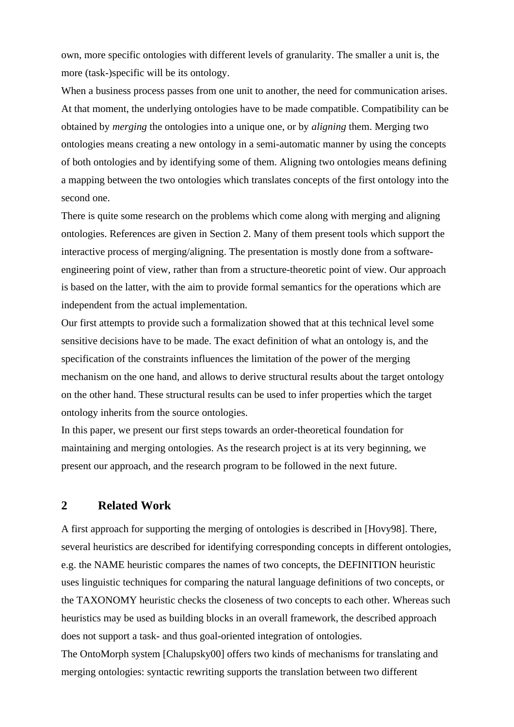own, more specific ontologies with different levels of granularity. The smaller a unit is, the more (task-)specific will be its ontology.

When a business process passes from one unit to another, the need for communication arises. At that moment, the underlying ontologies have to be made compatible. Compatibility can be obtained by *merging* the ontologies into a unique one, or by *aligning* them. Merging two ontologies means creating a new ontology in a semi-automatic manner by using the concepts of both ontologies and by identifying some of them. Aligning two ontologies means defining a mapping between the two ontologies which translates concepts of the first ontology into the second one.

There is quite some research on the problems which come along with merging and aligning ontologies. References are given in Section 2. Many of them present tools which support the interactive process of merging/aligning. The presentation is mostly done from a software-engineering point of view, rather than from a structure-theoretic point of view. Our approach is based on the latter, with the aim to provide formal semantics for the operations which are independent from the actual implementation.

Our first attempts to provide such a formalization showed that at this technical level some sensitive decisions have to be made. The exact definition of what an ontology is, and the specification of the constraints influences the limitation of the power of the merging mechanism on the one hand, and allows to derive structural results about the target ontology on the other hand. These structural results can be used to infer properties which the target ontology inherits from the source ontologies.

In this paper, we present our first steps towards an order-theoretical foundation for maintaining and merging ontologies. As the research project is at its very beginning, we present our approach, and the research program to be followed in the next future.

## 2 Related Work

A first approach for supporting the merging of ontologies is described in [Hovy98]. There, several heuristics are described for identifying corresponding concepts in different ontologies, e.g. the NAME heuristic compares the names of two concepts, the DEFINITION heuristic uses linguistic techniques for comparing the natural language definitions of two concepts, or the TAXONOMY heuristic checks the closeness of two concepts to each other. Whereas such heuristics may be used as building blocks in an overall framework, the described approach does not support a task- and thus goal-oriented integration of ontologies.

The OntoMorph system [Chalupsky00] offers two kinds of mechanisms for translating and merging ontologies: syntactic rewriting supports the translation between two different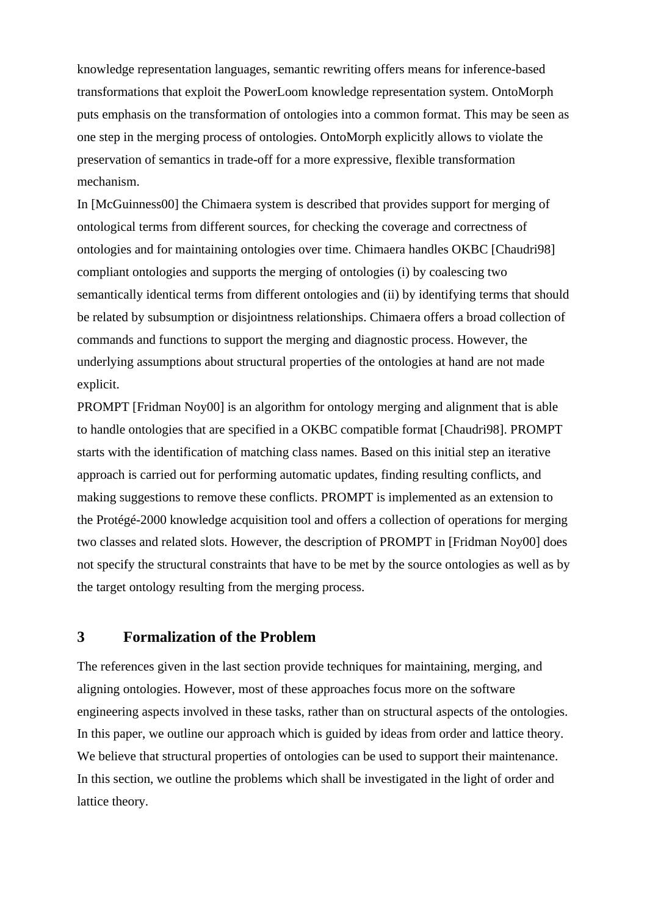knowledge representation languages, semantic rewriting offers means for inference-based transformations that exploit the PowerLoom knowledge representation system. OntoMorph puts emphasis on the transformation of ontologies into a common format. This may be seen as one step in the merging process of ontologies. OntoMorph explicitly allows to violate the preservation of semantics in trade-off for a more expressive, flexible transformation mechanism.

In [McGuinness00] the Chimaera system is described that provides support for merging of ontological terms from different sources, for checking the coverage and correctness of ontologies and for maintaining ontologies over time. Chimaera handles OKBC [Chaudri98] compliant ontologies and supports the merging of ontologies (i) by coalescing two semantically identical terms from different ontologies and (ii) by identifying terms that should be related by subsumption or disjointness relationships. Chimaera offers a broad collection of commands and functions to support the merging and diagnostic process. However, the underlying assumptions about structural properties of the ontologies at hand are not made explicit.

PROMPT [Fridman Noy00] is an algorithm for ontology merging and alignment that is able to handle ontologies that are specified in a OKBC compatible format [Chaudri98]. PROMPT starts with the identification of matching class names. Based on this initial step an iterative approach is carried out for performing automatic updates, finding resulting conflicts, and making suggestions to remove these conflicts. PROMPT is implemented as an extension to the Protégé-2000 knowledge acquisition tool and offers a collection of operations for merging two classes and related slots. However, the description of PROMPT in [Fridman Noy00] does not specify the structural constraints that have to be met by the source ontologies as well as by the target ontology resulting from the merging process.

## 3 Formalization of the Problem

The references given in the last section provide techniques for maintaining, merging, and aligning ontologies. However, most of these approaches focus more on the software engineering aspects involved in these tasks, rather than on structural aspects of the ontologies. In this paper, we outline our approach which is guided by ideas from order and lattice theory. We believe that structural properties of ontologies can be used to support their maintenance. In this section, we outline the problems which shall be investigated in the light of order and lattice theory.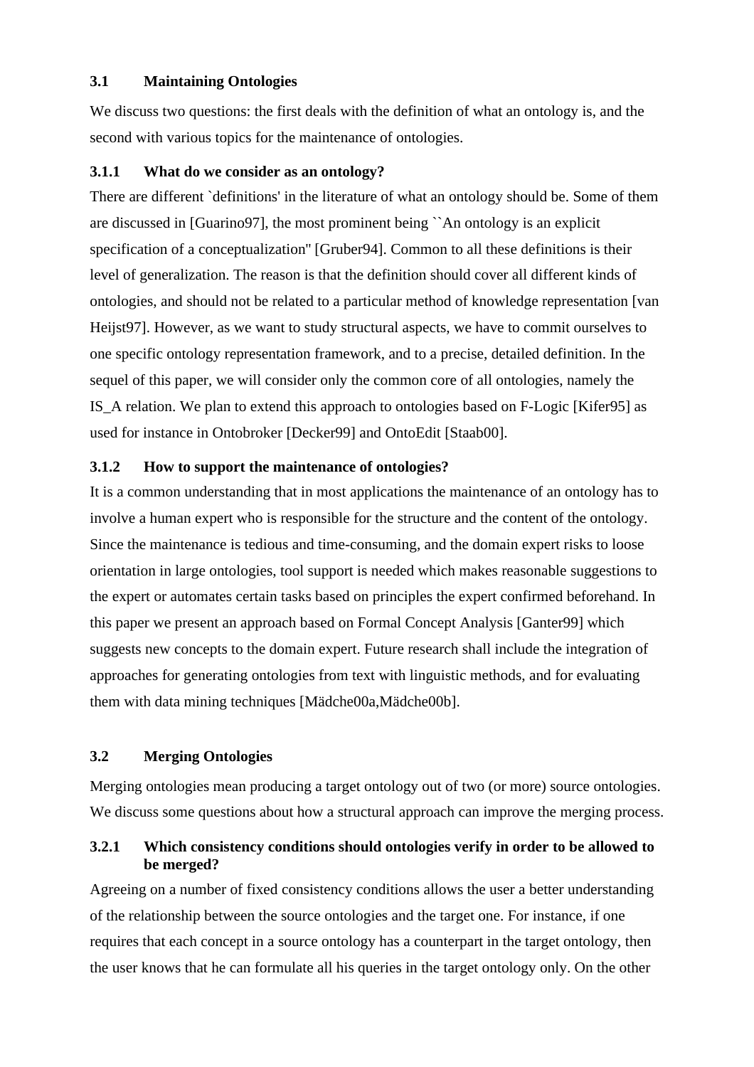## 3.1 Maintaining Ontologies

We discuss two questions: the first deals with the definition of what an ontology is, and the second with various topics for the maintenance of ontologies.

### 3.1.1 What do we consider as an ontology?

There are different `definitions' in the literature of what an ontology should be. Some of them are discussed in [Guarino97], the most prominent being ``An ontology is an explicit specification of a conceptualization'' [Gruber94]. Common to all these definitions is their level of generalization. The reason is that the definition should cover all different kinds of ontologies, and should not be related to a particular method of knowledge representation [van Heijst97]. However, as we want to study structural aspects, we have to commit ourselves to one specific ontology representation framework, and to a precise, detailed definition. In the sequel of this paper, we will consider only the common core of all ontologies, namely the IS_A relation. We plan to extend this approach to ontologies based on F-Logic [Kifer95] as used for instance in Ontobroker [Decker99] and OntoEdit [Staab00].

### 3.1.2 How to support the maintenance of ontologies?

It is a common understanding that in most applications the maintenance of an ontology has to involve a human expert who is responsible for the structure and the content of the ontology. Since the maintenance is tedious and time-consuming, and the domain expert risks to loose orientation in large ontologies, tool support is needed which makes reasonable suggestions to the expert or automates certain tasks based on principles the expert confirmed beforehand. In this paper we present an approach based on Formal Concept Analysis [Ganter99] which suggests new concepts to the domain expert. Future research shall include the integration of approaches for generating ontologies from text with linguistic methods, and for evaluating them with data mining techniques [Mädche00a,Mädche00b].

## 3.2 Merging Ontologies

Merging ontologies mean producing a target ontology out of two (or more) source ontologies. We discuss some questions about how a structural approach can improve the merging process.

### 3.2.1 Which consistency conditions should ontologies verify in order to be allowed to be merged?

Agreeing on a number of fixed consistency conditions allows the user a better understanding of the relationship between the source ontologies and the target one. For instance, if one requires that each concept in a source ontology has a counterpart in the target ontology, then the user knows that he can formulate all his queries in the target ontology only. On the other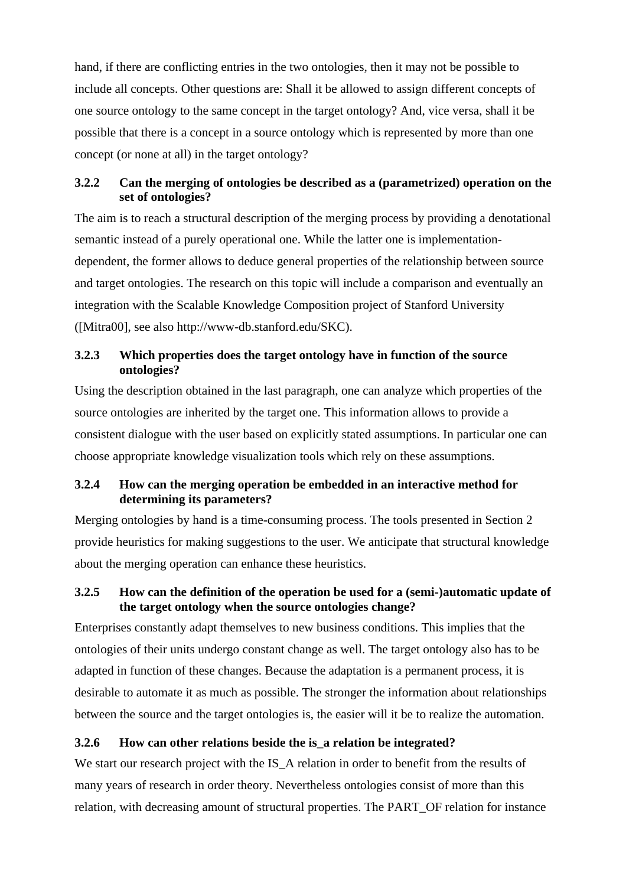hand, if there are conflicting entries in the two ontologies, then it may not be possible to include all concepts. Other questions are: Shall it be allowed to assign different concepts of one source ontology to the same concept in the target ontology? And, vice versa, shall it be possible that there is a concept in a source ontology which is represented by more than one concept (or none at all) in the target ontology?

### 3.2.2 Can the merging of ontologies be described as a (parametrized) operation on the set of ontologies?

The aim is to reach a structural description of the merging process by providing a denotational semantic instead of a purely operational one. While the latter one is implementation-dependent, the former allows to deduce general properties of the relationship between source and target ontologies. The research on this topic will include a comparison and eventually an integration with the Scalable Knowledge Composition project of Stanford University ([Mitra00], see also http://www-db.stanford.edu/SKC).

### 3.2.3 Which properties does the target ontology have in function of the source ontologies?

Using the description obtained in the last paragraph, one can analyze which properties of the source ontologies are inherited by the target one. This information allows to provide a consistent dialogue with the user based on explicitly stated assumptions. In particular one can choose appropriate knowledge visualization tools which rely on these assumptions.

### 3.2.4 How can the merging operation be embedded in an interactive method for determining its parameters?

Merging ontologies by hand is a time-consuming process. The tools presented in Section 2 provide heuristics for making suggestions to the user. We anticipate that structural knowledge about the merging operation can enhance these heuristics.

### 3.2.5 How can the definition of the operation be used for a (semi-)automatic update of the target ontology when the source ontologies change?

Enterprises constantly adapt themselves to new business conditions. This implies that the ontologies of their units undergo constant change as well. The target ontology also has to be adapted in function of these changes. Because the adaptation is a permanent process, it is desirable to automate it as much as possible. The stronger the information about relationships between the source and the target ontologies is, the easier will it be to realize the automation.

### 3.2.6 How can other relations beside the is_a relation be integrated?

We start our research project with the IS_A relation in order to benefit from the results of many years of research in order theory. Nevertheless ontologies consist of more than this relation, with decreasing amount of structural properties. The PART_OF relation for instance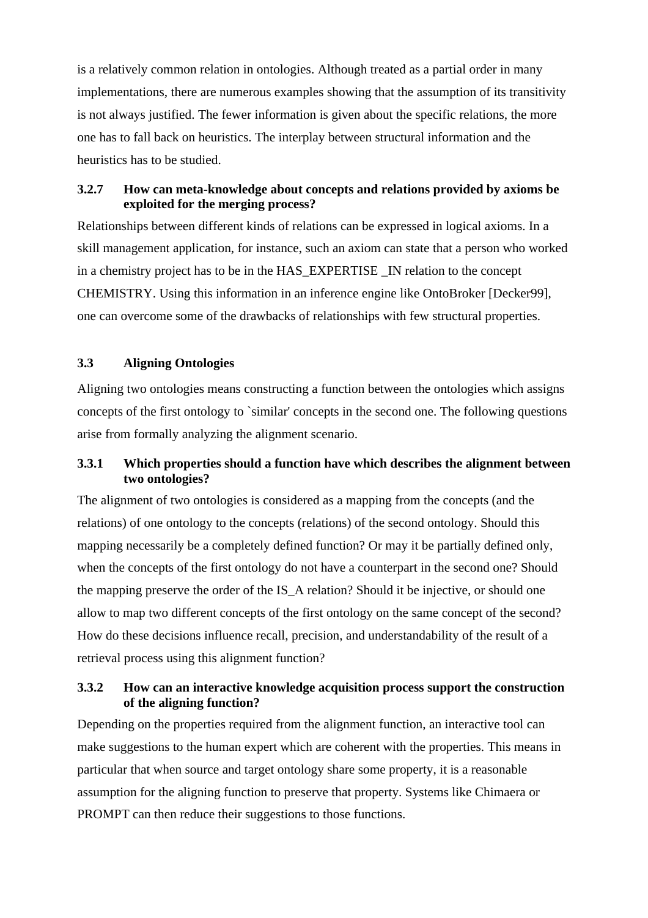is a relatively common relation in ontologies. Although treated as a partial order in many implementations, there are numerous examples showing that the assumption of its transitivity is not always justified. The fewer information is given about the specific relations, the more one has to fall back on heuristics. The interplay between structural information and the heuristics has to be studied.

#### 3.2.7 How can meta-knowledge about concepts and relations provided by axioms be exploited for the merging process?

Relationships between different kinds of relations can be expressed in logical axioms. In a skill management application, for instance, such an axiom can state that a person who worked in a chemistry project has to be in the HAS_EXPERTISE _IN relation to the concept CHEMISTRY. Using this information in an inference engine like OntoBroker [Decker99], one can overcome some of the drawbacks of relationships with few structural properties.

### 3.3 Aligning Ontologies

Aligning two ontologies means constructing a function between the ontologies which assigns concepts of the first ontology to `similar' concepts in the second one. The following questions arise from formally analyzing the alignment scenario.

#### 3.3.1 Which properties should a function have which describes the alignment between two ontologies?

The alignment of two ontologies is considered as a mapping from the concepts (and the relations) of one ontology to the concepts (relations) of the second ontology. Should this mapping necessarily be a completely defined function? Or may it be partially defined only, when the concepts of the first ontology do not have a counterpart in the second one? Should the mapping preserve the order of the IS_A relation? Should it be injective, or should one allow to map two different concepts of the first ontology on the same concept of the second? How do these decisions influence recall, precision, and understandability of the result of a retrieval process using this alignment function?

#### 3.3.2 How can an interactive knowledge acquisition process support the construction of the aligning function?

Depending on the properties required from the alignment function, an interactive tool can make suggestions to the human expert which are coherent with the properties. This means in particular that when source and target ontology share some property, it is a reasonable assumption for the aligning function to preserve that property. Systems like Chimaera or PROMPT can then reduce their suggestions to those functions.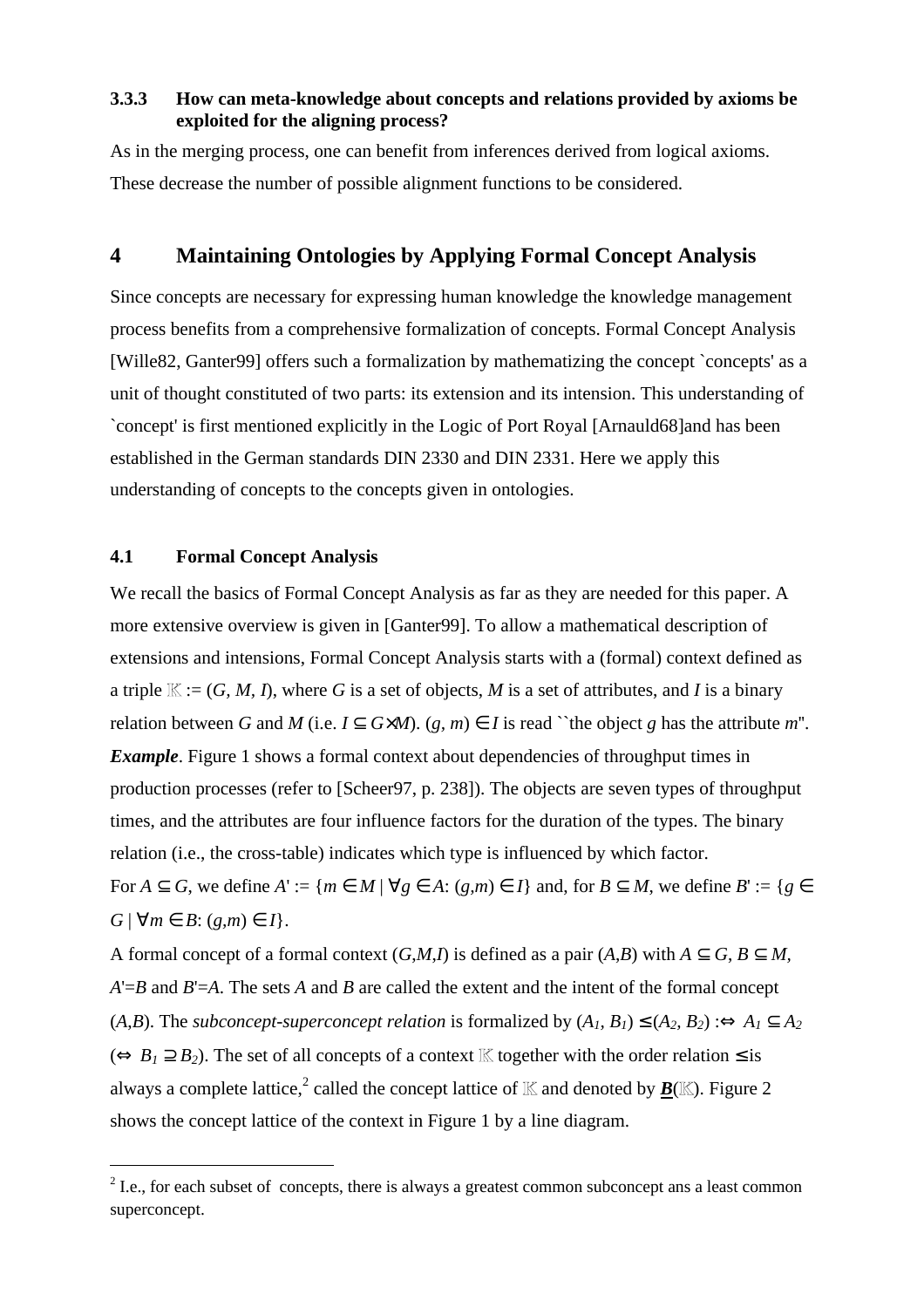### 3.3.3 How can meta-knowledge about concepts and relations provided by axioms be exploited for the aligning process?

As in the merging process, one can benefit from inferences derived from logical axioms. These decrease the number of possible alignment functions to be considered.

# 4 Maintaining Ontologies by Applying Formal Concept Analysis

Since concepts are necessary for expressing human knowledge the knowledge management process benefits from a comprehensive formalization of concepts. Formal Concept Analysis [Wille82, Ganter99] offers such a formalization by mathematizing the concept `concepts' as a unit of thought constituted of two parts: its extension and its intension. This understanding of `concept' is first mentioned explicitly in the Logic of Port Royal [Arnauld68]and has been established in the German standards DIN 2330 and DIN 2331. Here we apply this understanding of concepts to the concepts given in ontologies.

## 4.1 Formal Concept Analysis

We recall the basics of Formal Concept Analysis as far as they are needed for this paper. A more extensive overview is given in [Ganter99]. To allow a mathematical description of extensions and intensions, Formal Concept Analysis starts with a (formal) context defined as a triple $\mathbb{K} := (G, M, I)$, where $G$ is a set of objects, $M$ is a set of attributes, and $I$ is a binary relation between $G$ and $M$ (i.e. $I \subseteq G \times M$). $(g, m) \in I$ is read ``the object $g$ has the attribute $m$''.

***Example***. Figure 1 shows a formal context about dependencies of throughput times in production processes (refer to [Scheer97, p. 238]). The objects are seven types of throughput times, and the attributes are four influence factors for the duration of the types. The binary relation (i.e., the cross-table) indicates which type is influenced by which factor.

For $A \subseteq G$, we define $A' := \{m \in M \mid \forall g \in A\colon (g,m) \in I\}$ and, for $B \subseteq M$, we define $B' := \{g \in G \mid \forall m \in B\colon (g,m) \in I\}$.

A formal concept of a formal context $(G,M,I)$ is defined as a pair $(A,B)$ with $A \subseteq G$, $B \subseteq M$, $A'=B$ and $B'=A$. The sets $A$ and $B$ are called the extent and the intent of the formal concept $(A,B)$. The *subconcept-superconcept relation* is formalized by $(A_1, B_1) \leq (A_2, B_2) :\Leftrightarrow A_1 \subseteq A_2$ ($\Leftrightarrow B_1 \supseteq B_2$). The set of all concepts of a context $\mathbb{K}$ together with the order relation $\leq$ is always a complete lattice,[2] called the concept lattice of $\mathbb{K}$ and denoted by $\underline{\mathfrak{B}}(\mathbb{K})$. Figure 2 shows the concept lattice of the context in Figure 1 by a line diagram.

---

[2] I.e., for each subset of concepts, there is always a greatest common subconcept ans a least common superconcept.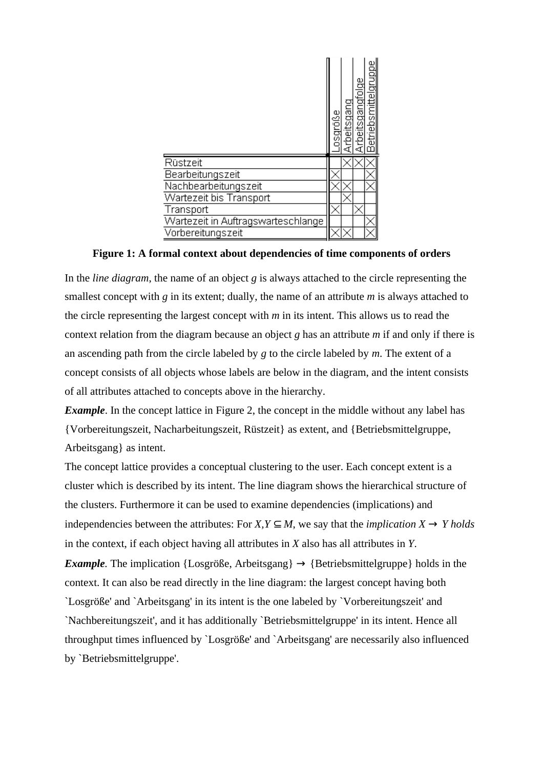| | Losgröße | Arbeitsgang | Arbeitsgangfolge | Betriebsmittelgruppe |
|---|---|---|---|---|
| Rüstzeit | | × | × | × |
| Bearbeitungszeit | × | | | × |
| Nachbearbeitungszeit | × | × | | × |
| Wartezeit bis Transport | | × | | |
| Transport | × | | × | |
| Wartezeit in Auftragswarteschlange | | | | × |
| Vorbereitungszeit | × | × | | × |

**Figure 1: A formal context about dependencies of time components of orders**

In the *line diagram*, the name of an object *g* is always attached to the circle representing the smallest concept with *g* in its extent; dually, the name of an attribute *m* is always attached to the circle representing the largest concept with *m* in its intent. This allows us to read the context relation from the diagram because an object *g* has an attribute *m* if and only if there is an ascending path from the circle labeled by *g* to the circle labeled by *m*. The extent of a concept consists of all objects whose labels are below in the diagram, and the intent consists of all attributes attached to concepts above in the hierarchy.

***Example***. In the concept lattice in Figure 2, the concept in the middle without any label has {Vorbereitungszeit, Nacharbeitungszeit, Rüstzeit} as extent, and {Betriebsmittelgruppe, Arbeitsgang} as intent.

The concept lattice provides a conceptual clustering to the user. Each concept extent is a cluster which is described by its intent. The line diagram shows the hierarchical structure of the clusters. Furthermore it can be used to examine dependencies (implications) and independencies between the attributes: For $X,Y \subseteq M$, we say that the *implication* $X \rightarrow Y$ *holds* in the context, if each object having all attributes in *X* also has all attributes in *Y*.

***Example***. The implication {Losgröße, Arbeitsgang} → {Betriebsmittelgruppe} holds in the context. It can also be read directly in the line diagram: the largest concept having both `Losgröße' and `Arbeitsgang' in its intent is the one labeled by `Vorbereitungszeit' and `Nachbereitungszeit', and it has additionally `Betriebsmittelgruppe' in its intent. Hence all throughput times influenced by `Losgröße' and `Arbeitsgang' are necessarily also influenced by `Betriebsmittelgruppe'.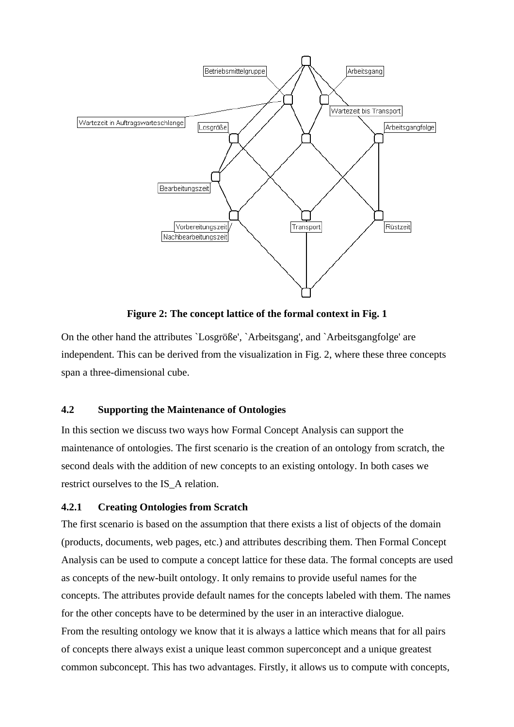**Figure 2: The concept lattice of the formal context in Fig. 1**

On the other hand the attributes `Losgröße', `Arbeitsgang', and `Arbeitsgangfolge' are independent. This can be derived from the visualization in Fig. 2, where these three concepts span a three-dimensional cube.

### 4.2 Supporting the Maintenance of Ontologies

In this section we discuss two ways how Formal Concept Analysis can support the maintenance of ontologies. The first scenario is the creation of an ontology from scratch, the second deals with the addition of new concepts to an existing ontology. In both cases we restrict ourselves to the IS_A relation.

#### 4.2.1 Creating Ontologies from Scratch

The first scenario is based on the assumption that there exists a list of objects of the domain (products, documents, web pages, etc.) and attributes describing them. Then Formal Concept Analysis can be used to compute a concept lattice for these data. The formal concepts are used as concepts of the new-built ontology. It only remains to provide useful names for the concepts. The attributes provide default names for the concepts labeled with them. The names for the other concepts have to be determined by the user in an interactive dialogue.

From the resulting ontology we know that it is always a lattice which means that for all pairs of concepts there always exist a unique least common superconcept and a unique greatest common subconcept. This has two advantages. Firstly, it allows us to compute with concepts,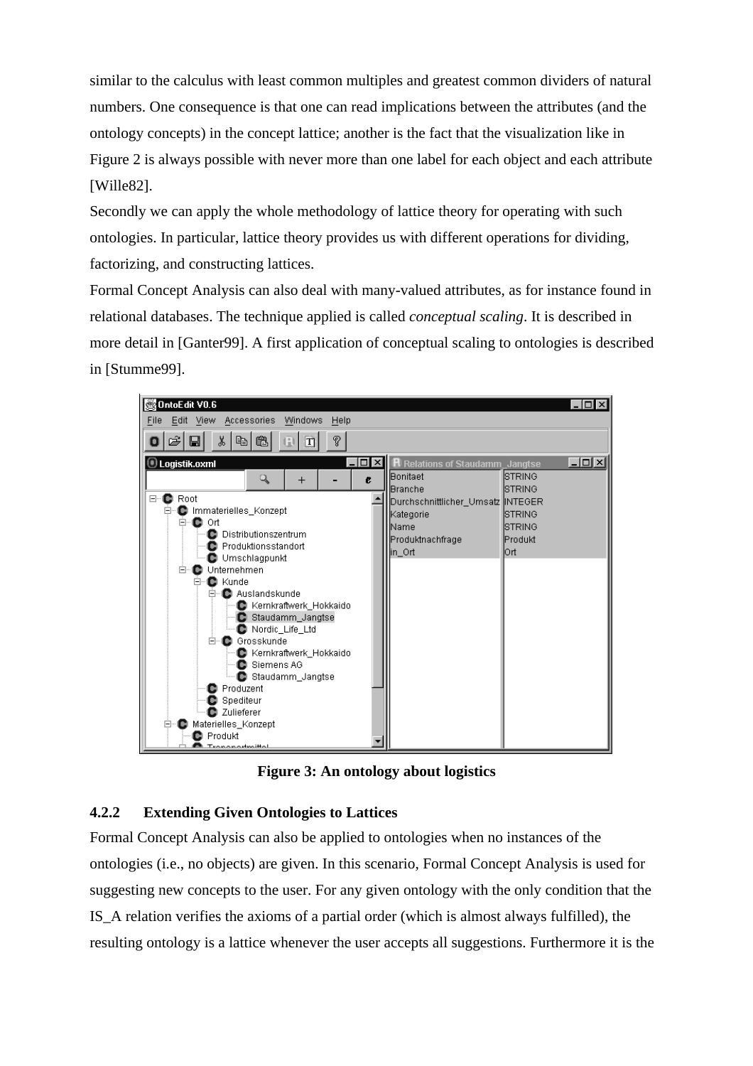similar to the calculus with least common multiples and greatest common dividers of natural numbers. One consequence is that one can read implications between the attributes (and the ontology concepts) in the concept lattice; another is the fact that the visualization like in Figure 2 is always possible with never more than one label for each object and each attribute [Wille82].

Secondly we can apply the whole methodology of lattice theory for operating with such ontologies. In particular, lattice theory provides us with different operations for dividing, factorizing, and constructing lattices.

Formal Concept Analysis can also deal with many-valued attributes, as for instance found in relational databases. The technique applied is called *conceptual scaling*. It is described in more detail in [Ganter99]. A first application of conceptual scaling to ontologies is described in [Stumme99].

**Figure 3: An ontology about logistics**

### 4.2.2 Extending Given Ontologies to Lattices

Formal Concept Analysis can also be applied to ontologies when no instances of the ontologies (i.e., no objects) are given. In this scenario, Formal Concept Analysis is used for suggesting new concepts to the user. For any given ontology with the only condition that the IS_A relation verifies the axioms of a partial order (which is almost always fulfilled), the resulting ontology is a lattice whenever the user accepts all suggestions. Furthermore it is the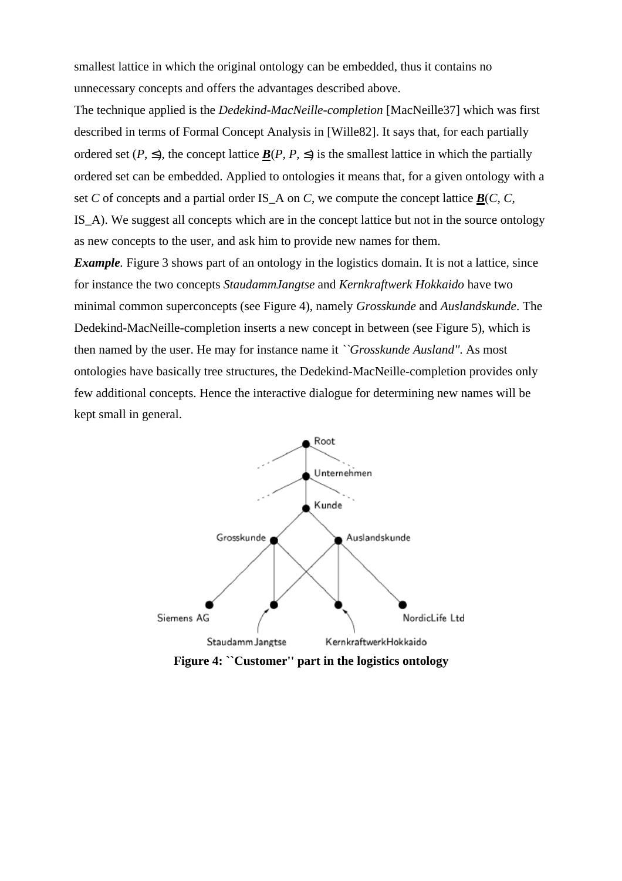smallest lattice in which the original ontology can be embedded, thus it contains no unnecessary concepts and offers the advantages described above.

The technique applied is the *Dedekind-MacNeille-completion* [MacNeille37] which was first described in terms of Formal Concept Analysis in [Wille82]. It says that, for each partially ordered set $(P, \leq)$, the concept lattice $\underline{\mathfrak{B}}(P, P, \leq)$ is the smallest lattice in which the partially ordered set can be embedded. Applied to ontologies it means that, for a given ontology with a set $C$ of concepts and a partial order IS_A on $C$, we compute the concept lattice $\underline{\mathfrak{B}}(C, C, \text{IS\_A})$. We suggest all concepts which are in the concept lattice but not in the source ontology as new concepts to the user, and ask him to provide new names for them.

***Example.*** Figure 3 shows part of an ontology in the logistics domain. It is not a lattice, since for instance the two concepts *StaudammJangtse* and *Kernkraftwerk Hokkaido* have two minimal common superconcepts (see Figure 4), namely *Grosskunde* and *Auslandskunde*. The Dedekind-MacNeille-completion inserts a new concept in between (see Figure 5), which is then named by the user. He may for instance name it *``Grosskunde Ausland''*. As most ontologies have basically tree structures, the Dedekind-MacNeille-completion provides only few additional concepts. Hence the interactive dialogue for determining new names will be kept small in general.

**Figure 4: ``Customer'' part in the logistics ontology**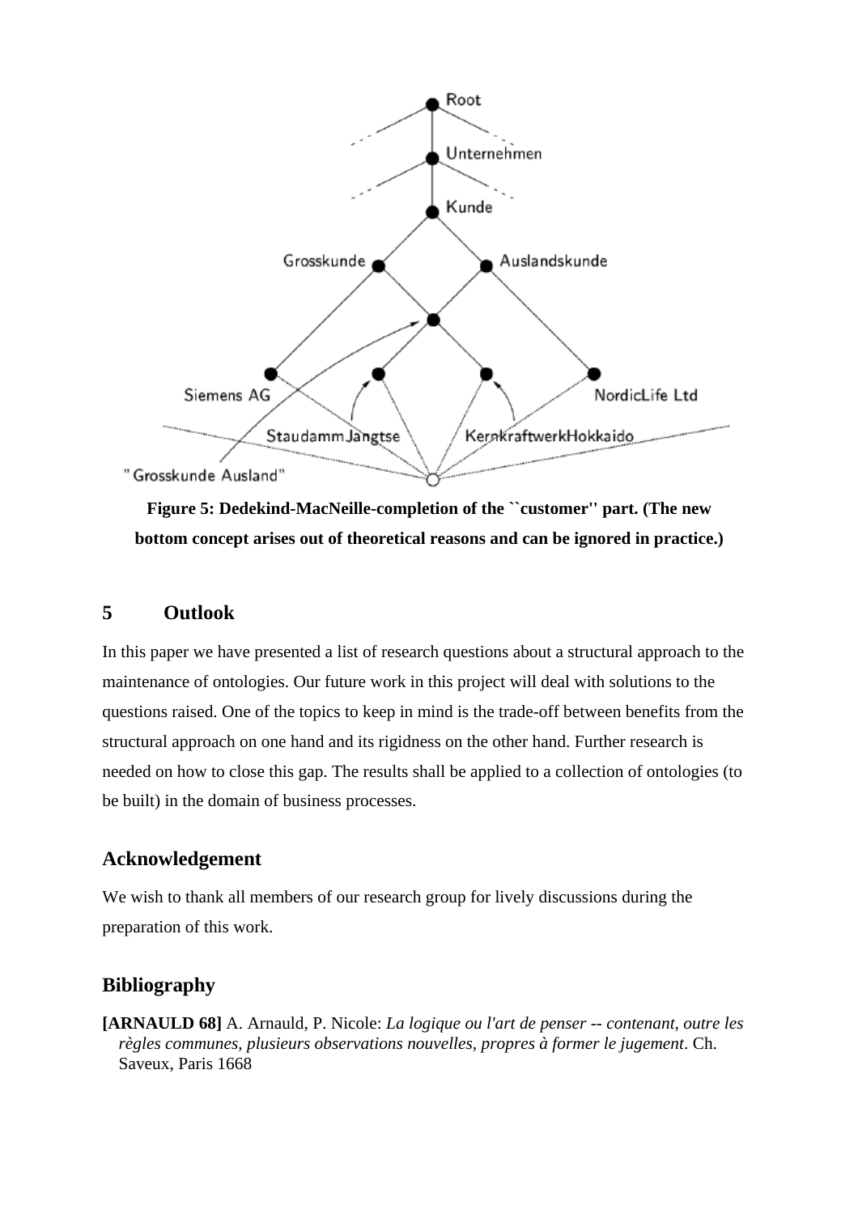**Figure 5: Dedekind-MacNeille-completion of the ``customer'' part. (The new bottom concept arises out of theoretical reasons and can be ignored in practice.)**

## 5 Outlook

In this paper we have presented a list of research questions about a structural approach to the maintenance of ontologies. Our future work in this project will deal with solutions to the questions raised. One of the topics to keep in mind is the trade-off between benefits from the structural approach on one hand and its rigidness on the other hand. Further research is needed on how to close this gap. The results shall be applied to a collection of ontologies (to be built) in the domain of business processes.

## Acknowledgement

We wish to thank all members of our research group for lively discussions during the preparation of this work.

## Bibliography

**[ARNAULD 68]** A. Arnauld, P. Nicole: *La logique ou l'art de penser -- contenant, outre les règles communes, plusieurs observations nouvelles, propres à former le jugement*. Ch. Saveux, Paris 1668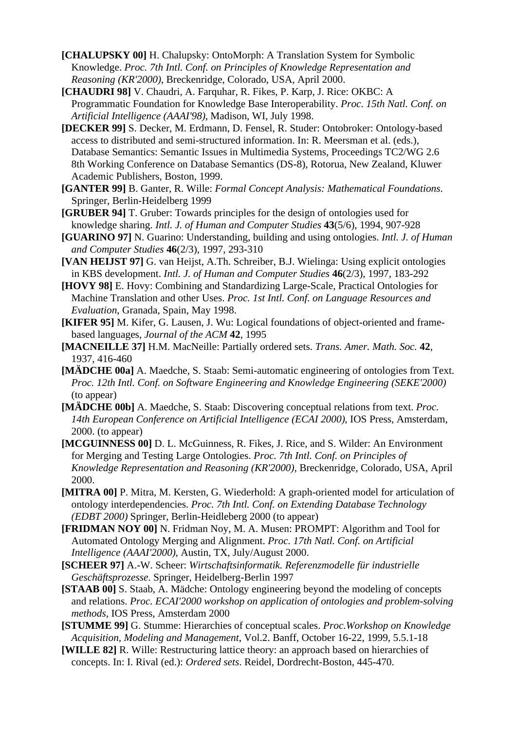**[CHALUPSKY 00]** H. Chalupsky: OntoMorph: A Translation System for Symbolic Knowledge. *Proc. 7th Intl. Conf. on Principles of Knowledge Representation and Reasoning (KR'2000)*, Breckenridge, Colorado, USA, April 2000.

**[CHAUDRI 98]** V. Chaudri, A. Farquhar, R. Fikes, P. Karp, J. Rice: OKBC: A Programmatic Foundation for Knowledge Base Interoperability. *Proc. 15th Natl. Conf. on Artificial Intelligence (AAAI'98)*, Madison, WI, July 1998.

**[DECKER 99]** S. Decker, M. Erdmann, D. Fensel, R. Studer: Ontobroker: Ontology-based access to distributed and semi-structured information. In: R. Meersman et al. (eds.), Database Semantics: Semantic Issues in Multimedia Systems, Proceedings TC2/WG 2.6 8th Working Conference on Database Semantics (DS-8), Rotorua, New Zealand, Kluwer Academic Publishers, Boston, 1999.

**[GANTER 99]** B. Ganter, R. Wille: *Formal Concept Analysis: Mathematical Foundations*. Springer, Berlin-Heidelberg 1999

**[GRUBER 94]** T. Gruber: Towards principles for the design of ontologies used for knowledge sharing. *Intl. J. of Human and Computer Studies* **43**(5/6), 1994, 907-928

**[GUARINO 97]** N. Guarino: Understanding, building and using ontologies. *Intl. J. of Human and Computer Studies* **46**(2/3), 1997, 293-310

**[VAN HEIJST 97]** G. van Heijst, A.Th. Schreiber, B.J. Wielinga: Using explicit ontologies in KBS development. *Intl. J. of Human and Computer Studies* **46**(2/3), 1997, 183-292

**[HOVY 98]** E. Hovy: Combining and Standardizing Large-Scale, Practical Ontologies for Machine Translation and other Uses. *Proc. 1st Intl. Conf. on Language Resources and Evaluation*, Granada, Spain, May 1998.

**[KIFER 95]** M. Kifer, G. Lausen, J. Wu: Logical foundations of object-oriented and frame-based languages, *Journal of the ACM* **42**, 1995

**[MACNEILLE 37]** H.M. MacNeille: Partially ordered sets. *Trans. Amer. Math. Soc.* **42**, 1937, 416-460

**[MÄDCHE 00a]** A. Maedche, S. Staab: Semi-automatic engineering of ontologies from Text. *Proc. 12th Intl. Conf. on Software Engineering and Knowledge Engineering (SEKE'2000)* (to appear)

**[MÄDCHE 00b]** A. Maedche, S. Staab: Discovering conceptual relations from text. *Proc. 14th European Conference on Artificial Intelligence (ECAI 2000)*, IOS Press, Amsterdam, 2000. (to appear)

**[MCGUINNESS 00]** D. L. McGuinness, R. Fikes, J. Rice, and S. Wilder: An Environment for Merging and Testing Large Ontologies. *Proc. 7th Intl. Conf. on Principles of Knowledge Representation and Reasoning (KR'2000)*, Breckenridge, Colorado, USA, April 2000.

**[MITRA 00]** P. Mitra, M. Kersten, G. Wiederhold: A graph-oriented model for articulation of ontology interdependencies. *Proc. 7th Intl. Conf. on Extending Database Technology (EDBT 2000)* Springer, Berlin-Heidleberg 2000 (to appear)

**[FRIDMAN NOY 00]** N. Fridman Noy, M. A. Musen: PROMPT: Algorithm and Tool for Automated Ontology Merging and Alignment. *Proc. 17th Natl. Conf. on Artificial Intelligence (AAAI'2000)*, Austin, TX, July/August 2000.

**[SCHEER 97]** A.-W. Scheer: *Wirtschaftsinformatik. Referenzmodelle für industrielle Geschäftsprozesse*. Springer, Heidelberg-Berlin 1997

**[STAAB 00]** S. Staab, A. Mädche: Ontology engineering beyond the modeling of concepts and relations. *Proc. ECAI'2000 workshop on application of ontologies and problem-solving methods*, IOS Press, Amsterdam 2000

**[STUMME 99]** G. Stumme: Hierarchies of conceptual scales. *Proc.Workshop on Knowledge Acquisition, Modeling and Management*, Vol.2. Banff, October 16-22, 1999, 5.5.1-18

**[WILLE 82]** R. Wille: Restructuring lattice theory: an approach based on hierarchies of concepts. In: I. Rival (ed.): *Ordered sets*. Reidel, Dordrecht-Boston, 445-470.